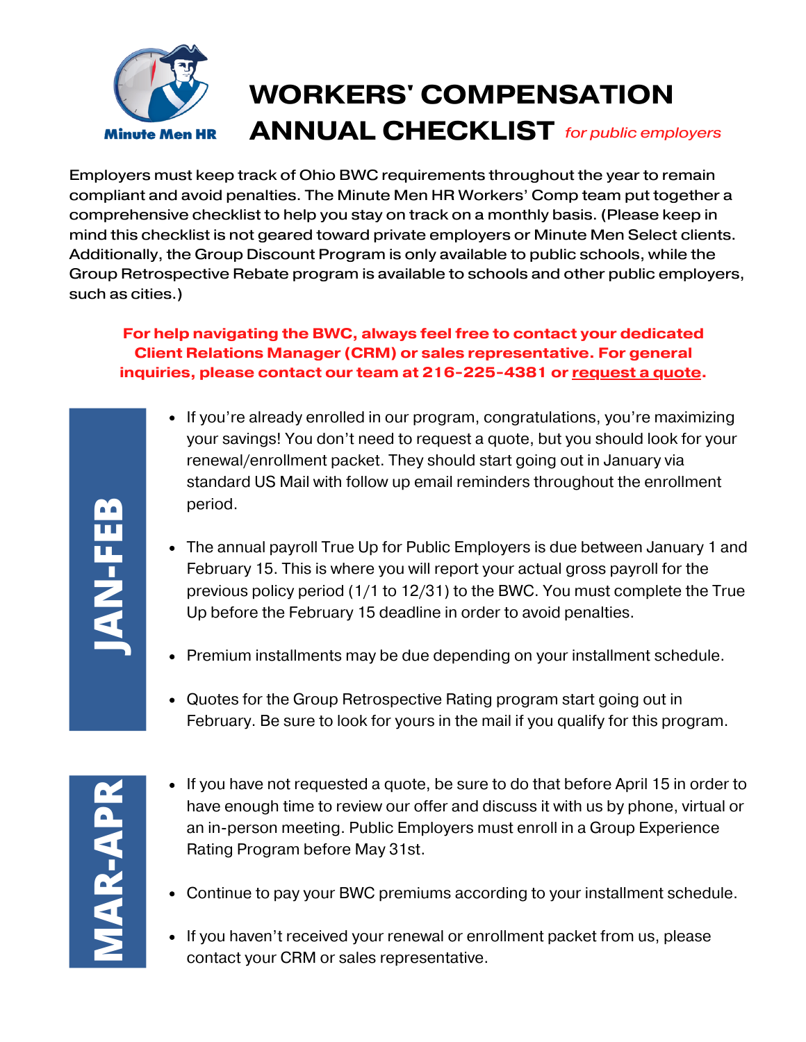Minute Men HR

# WORKERS' COMPENSATION ANNUAL CHECKLIST *for public employers*

Employers must keep track of Ohio BWC requirements throughout the year to remain compliant and avoid penalties. The Minute Men HR Workers' Comp team put together a comprehensive checklist to help you stay on track on a monthly basis. (Please keep in mind this checklist is not geared toward private employers or Minute Men Select clients. Additionally, the Group Discount Program is only available to public schools, while the Group Retrospective Rebate program is available to schools and other public employers, such as cities.)

**For help navigating the BWC, always feel free to contact your dedicated Client Relations Manager (CRM) or sales representative. For general inquiries, please contact our team at 216-225-4381 or request a quote.**

## JAN-FEB

- If you're already enrolled in our program, congratulations, you're maximizing your savings! You don't need to request a quote, but you should look for your renewal/enrollment packet. They should start going out in January via standard US Mail with follow up email reminders throughout the enrollment period.
- The annual payroll True Up for Public Employers is due between January 1 and February 15. This is where you will report your actual gross payroll for the previous policy period (1/1 to 12/31) to the BWC. You must complete the True Up before the February 15 deadline in order to avoid penalties.
- Premium installments may be due depending on your installment schedule.
- Quotes for the Group Retrospective Rating program start going out in February. Be sure to look for yours in the mail if you qualify for this program.

## MAR-APR

- If you have not requested a quote, be sure to do that before April 15 in order to have enough time to review our offer and discuss it with us by phone, virtual or an in-person meeting. Public Employers must enroll in a Group Experience Rating Program before May 31st.
- Continue to pay your BWC premiums according to your installment schedule.
- If you haven't received your renewal or enrollment packet from us, please contact your CRM or sales representative.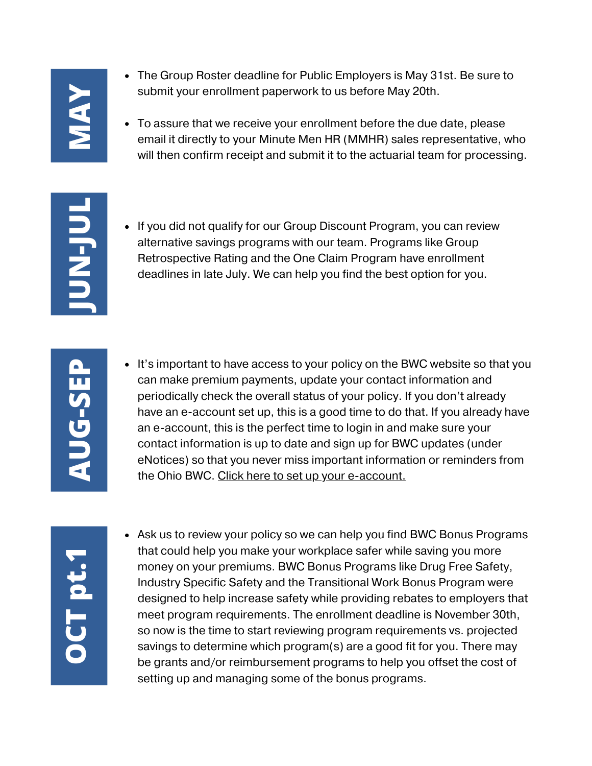## MAY

- The Group Roster deadline for Public Employers is May 31st. Be sure to submit your enrollment paperwork to us before May 20th.
- To assure that we receive your enrollment before the due date, please email it directly to your Minute Men HR (MMHR) sales representative, who will then confirm receipt and submit it to the actuarial team for processing.

## JUN-JUL

- If you did not qualify for our Group Discount Program, you can review alternative savings programs with our team. Programs like Group Retrospective Rating and the One Claim Program have enrollment deadlines in late July. We can help you find the best option for you.

## AUG-SEP

- It's important to have access to your policy on the BWC website so that you can make premium payments, update your contact information and periodically check the overall status of your policy. If you don't already have an e-account set up, this is a good time to do that. If you already have an e-account, this is the perfect time to login in and make sure your contact information is up to date and sign up for BWC updates (under eNotices) so that you never miss important information or reminders from the Ohio BWC. Click here to set up your e-account.

## OCT pt.1

- Ask us to review your policy so we can help you find BWC Bonus Programs that could help you make your workplace safer while saving you more money on your premiums. BWC Bonus Programs like Drug Free Safety, Industry Specific Safety and the Transitional Work Bonus Program were designed to help increase safety while providing rebates to employers that meet program requirements. The enrollment deadline is November 30th, so now is the time to start reviewing program requirements vs. projected savings to determine which program(s) are a good fit for you. There may be grants and/or reimbursement programs to help you offset the cost of setting up and managing some of the bonus programs.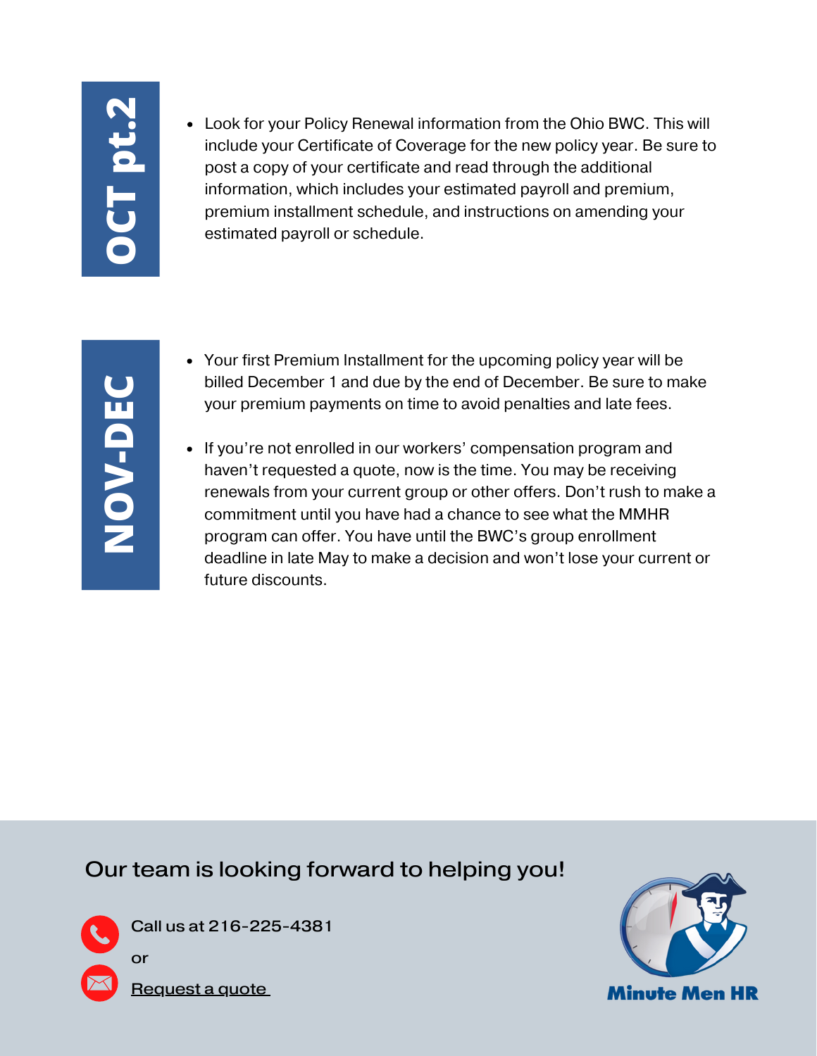## OCT pt.2

- Look for your Policy Renewal information from the Ohio BWC. This will include your Certificate of Coverage for the new policy year. Be sure to post a copy of your certificate and read through the additional information, which includes your estimated payroll and premium, premium installment schedule, and instructions on amending your estimated payroll or schedule.

## NOV-DEC

- Your first Premium Installment for the upcoming policy year will be billed December 1 and due by the end of December. Be sure to make your premium payments on time to avoid penalties and late fees.
- If you're not enrolled in our workers' compensation program and haven't requested a quote, now is the time. You may be receiving renewals from your current group or other offers. Don't rush to make a commitment until you have had a chance to see what the MMHR program can offer. You have until the BWC's group enrollment deadline in late May to make a decision and won't lose your current or future discounts.

Our team is looking forward to helping you!

Call us at 216-225-4381

or

Request a quote

Minute Men HR